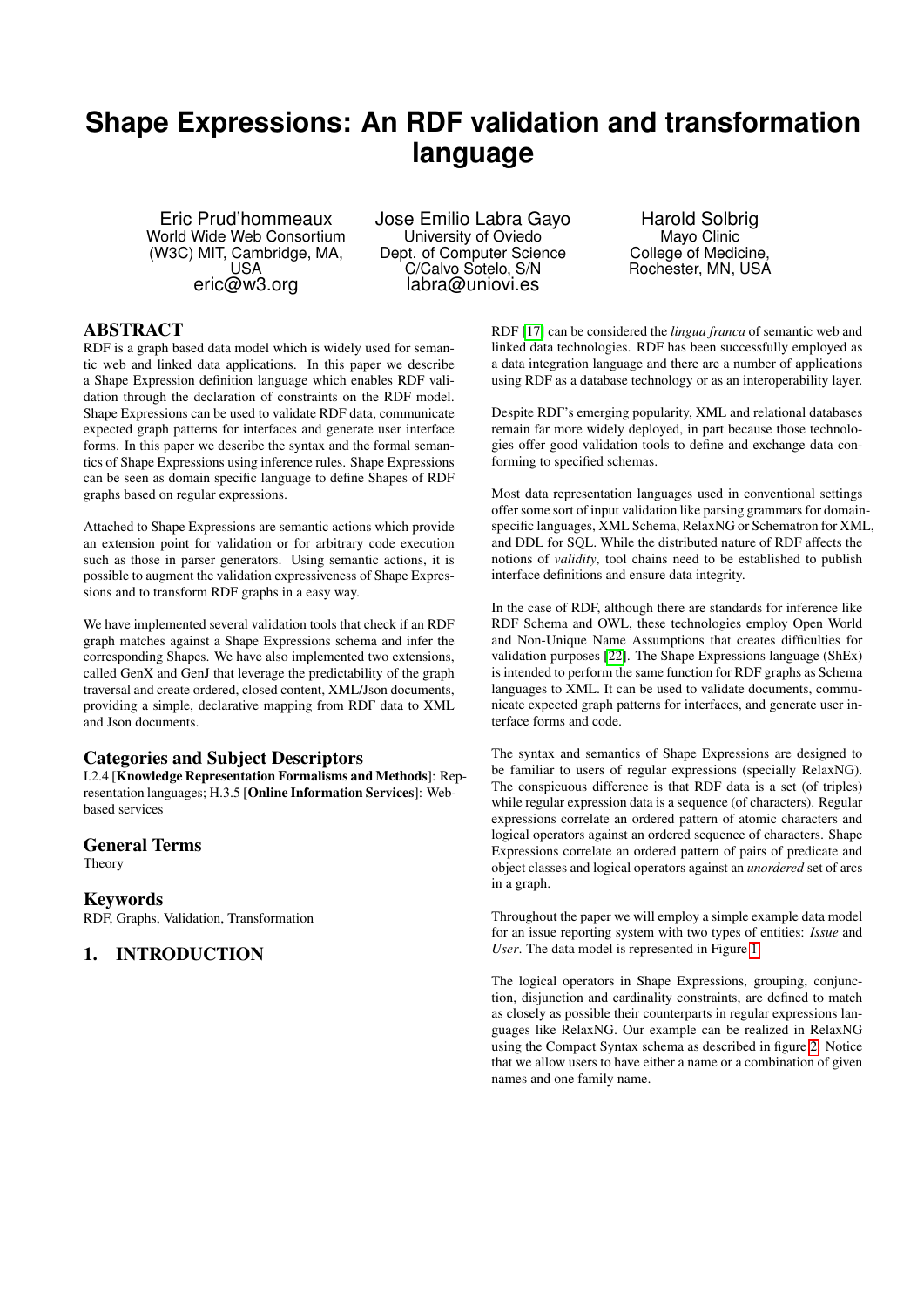# Shape Expressions: An RDF validation and transformation language

Eric Prud'hommeaux
World Wide Web Consortium (W3C) MIT, Cambridge, MA, USA
eric@w3.org

Jose Emilio Labra Gayo
University of Oviedo
Dept. of Computer Science
C/Calvo Sotelo, S/N
labra@uniovi.es

Harold Solbrig
Mayo Clinic
College of Medicine, Rochester, MN, USA

## ABSTRACT

RDF is a graph based data model which is widely used for semantic web and linked data applications. In this paper we describe a Shape Expression definition language which enables RDF validation through the declaration of constraints on the RDF model. Shape Expressions can be used to validate RDF data, communicate expected graph patterns for interfaces and generate user interface forms. In this paper we describe the syntax and the formal semantics of Shape Expressions using inference rules. Shape Expressions can be seen as domain specific language to define Shapes of RDF graphs based on regular expressions.

Attached to Shape Expressions are semantic actions which provide an extension point for validation or for arbitrary code execution such as those in parser generators. Using semantic actions, it is possible to augment the validation expressiveness of Shape Expressions and to transform RDF graphs in a easy way.

We have implemented several validation tools that check if an RDF graph matches against a Shape Expressions schema and infer the corresponding Shapes. We have also implemented two extensions, called GenX and GenJ that leverage the predictability of the graph traversal and create ordered, closed content, XML/Json documents, providing a simple, declarative mapping from RDF data to XML and Json documents.

## Categories and Subject Descriptors

I.2.4 [**Knowledge Representation Formalisms and Methods**]: Representation languages; H.3.5 [**Online Information Services**]: Web-based services

## General Terms

Theory

## Keywords

RDF, Graphs, Validation, Transformation

## 1. INTRODUCTION

RDF [17] can be considered the *lingua franca* of semantic web and linked data technologies. RDF has been successfully employed as a data integration language and there are a number of applications using RDF as a database technology or as an interoperability layer.

Despite RDF's emerging popularity, XML and relational databases remain far more widely deployed, in part because those technologies offer good validation tools to define and exchange data conforming to specified schemas.

Most data representation languages used in conventional settings offer some sort of input validation like parsing grammars for domain-specific languages, XML Schema, RelaxNG or Schematron for XML, and DDL for SQL. While the distributed nature of RDF affects the notions of *validity*, tool chains need to be established to publish interface definitions and ensure data integrity.

In the case of RDF, although there are standards for inference like RDF Schema and OWL, these technologies employ Open World and Non-Unique Name Assumptions that creates difficulties for validation purposes [22]. The Shape Expressions language (ShEx) is intended to perform the same function for RDF graphs as Schema languages to XML. It can be used to validate documents, communicate expected graph patterns for interfaces, and generate user interface forms and code.

The syntax and semantics of Shape Expressions are designed to be familiar to users of regular expressions (specially RelaxNG). The conspicuous difference is that RDF data is a set (of triples) while regular expression data is a sequence (of characters). Regular expressions correlate an ordered pattern of atomic characters and logical operators against an ordered sequence of characters. Shape Expressions correlate an ordered pattern of pairs of predicate and object classes and logical operators against an *unordered* set of arcs in a graph.

Throughout the paper we will employ a simple example data model for an issue reporting system with two types of entities: *Issue* and *User*. The data model is represented in Figure 1.

The logical operators in Shape Expressions, grouping, conjunction, disjunction and cardinality constraints, are defined to match as closely as possible their counterparts in regular expressions languages like RelaxNG. Our example can be realized in RelaxNG using the Compact Syntax schema as described in figure 2. Notice that we allow users to have either a name or a combination of given names and one family name.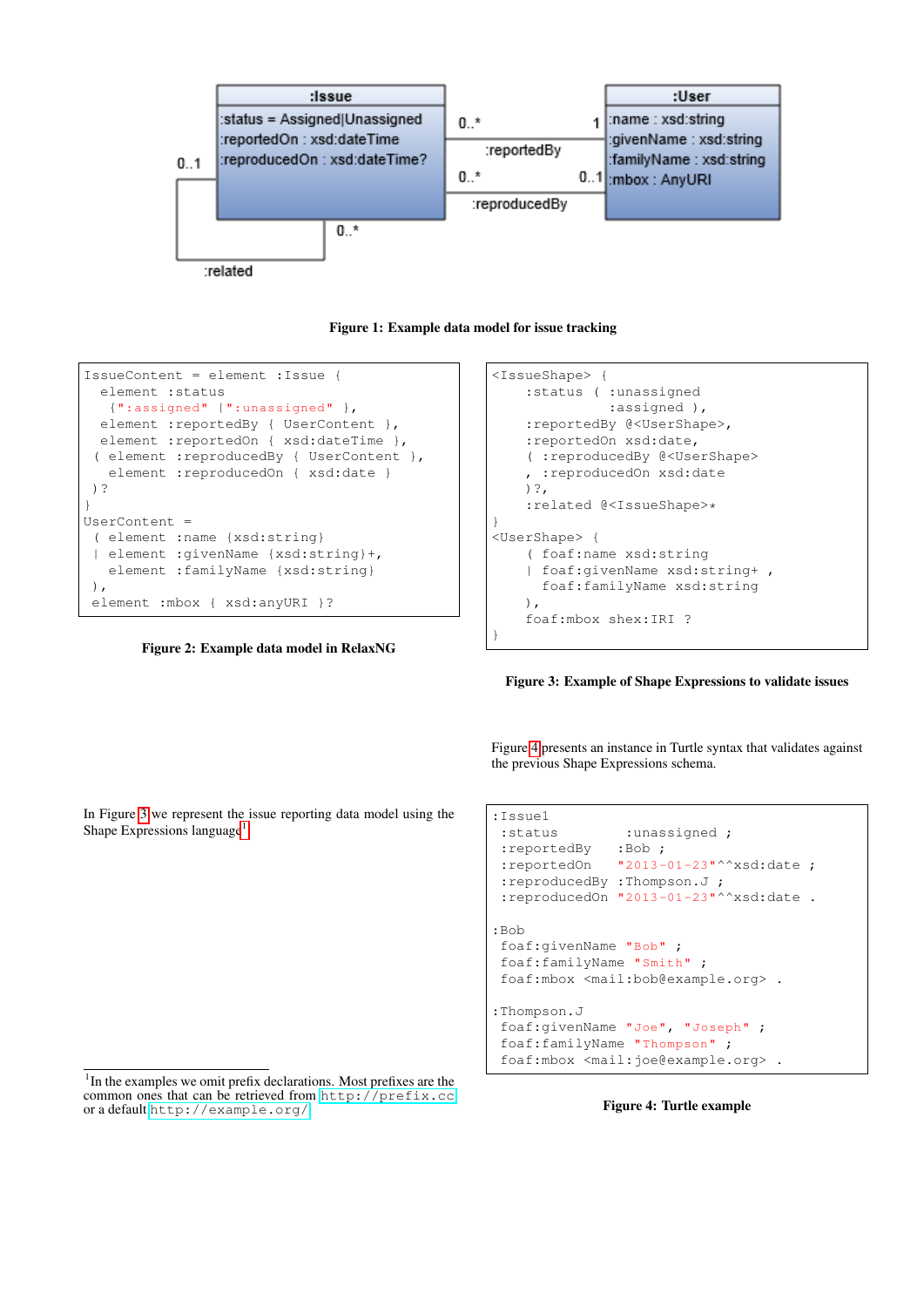Figure 1: Example data model for issue tracking

```
IssueContent = element :Issue {
  element :status
   {":assigned" |":unassigned" },
  element :reportedBy { UserContent },
  element :reportedOn { xsd:dateTime },
 ( element :reproducedBy { UserContent },
   element :reproducedOn { xsd:date }
 )?
}
UserContent =
 ( element :name {xsd:string}
 | element :givenName {xsd:string}+,
   element :familyName {xsd:string}
 ),
 element :mbox { xsd:anyURI }?
```

Figure 2: Example data model in RelaxNG

In Figure 3 we represent the issue reporting data model using the Shape Expressions language[1]

```
<IssueShape> {
    :status ( :unassigned
              :assigned ),
    :reportedBy @<UserShape>,
    :reportedOn xsd:date,
    ( :reproducedBy @<UserShape>
    , :reproducedOn xsd:date
    )?,
    :related @<IssueShape>*
}
<UserShape> {
    ( foaf:name xsd:string
    | foaf:givenName xsd:string+ ,
      foaf:familyName xsd:string
    ),
    foaf:mbox shex:IRI ?
}
```

Figure 3: Example of Shape Expressions to validate issues

Figure 4 presents an instance in Turtle syntax that validates against the previous Shape Expressions schema.

```
:Issue1
 :status        :unassigned ;
 :reportedBy   :Bob ;
 :reportedOn   "2013-01-23"^^xsd:date ;
 :reproducedBy :Thompson.J ;
 :reproducedOn "2013-01-23"^^xsd:date .

:Bob
 foaf:givenName "Bob" ;
 foaf:familyName "Smith" ;
 foaf:mbox <mail:bob@example.org> .

:Thompson.J
 foaf:givenName "Joe", "Joseph" ;
 foaf:familyName "Thompson" ;
 foaf:mbox <mail:joe@example.org> .
```

Figure 4: Turtle example

[1] In the examples we omit prefix declarations. Most prefixes are the common ones that can be retrieved from http://prefix.cc or a default http://example.org/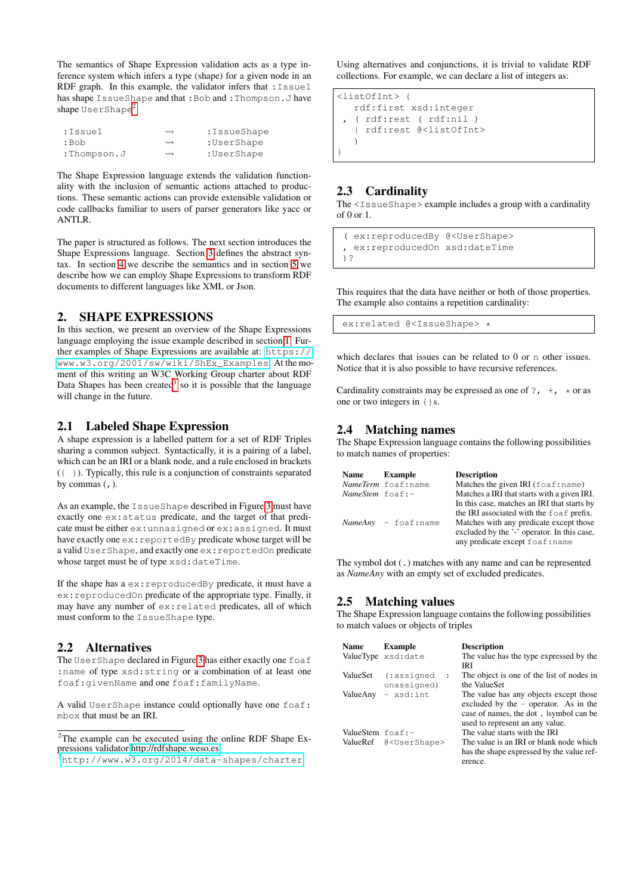The semantics of Shape Expression validation acts as a type inference system which infers a type (shape) for a given node in an RDF graph. In this example, the validator infers that :Issue1 has shape IssueShape and that :Bob and :Thompson.J have shape UserShape[2].

```
:Issue1        ⇝    :IssueShape
:Bob           ⇝    :UserShape
:Thompson.J    ⇝    :UserShape
```

The Shape Expression language extends the validation functionality with the inclusion of semantic actions attached to productions. These semantic actions can provide extensible validation or code callbacks familiar to users of parser generators like yacc or ANTLR.

The paper is structured as follows. The next section introduces the Shape Expressions language. Section 3 defines the abstract syntax. In section 4 we describe the semantics and in section 5 we describe how we can employ Shape Expressions to transform RDF documents to different languages like XML or Json.

## 2. SHAPE EXPRESSIONS

In this section, we present an overview of the Shape Expressions language employing the issue example described in section 1. Further examples of Shape Expressions are available at: https://www.w3.org/2001/sw/wiki/ShEx_Examples. At the moment of this writing an W3C Working Group charter about RDF Data Shapes has been created[3] so it is possible that the language will change in the future.

### 2.1 Labeled Shape Expression

A shape expression is a labelled pattern for a set of RDF Triples sharing a common subject. Syntactically, it is a pairing of a label, which can be an IRI or a blank node, and a rule enclosed in brackets ({ }). Typically, this rule is a conjunction of constraints separated by commas (,).

As an example, the IssueShape described in Figure 3 must have exactly one ex:status predicate, and the target of that predicate must be either ex:unassigned or ex:assigned. It must have exactly one ex:reportedBy predicate whose target will be a valid UserShape, and exactly one ex:reportedOn predicate whose target must be of type xsd:dateTime.

If the shape has a ex:reproducedBy predicate, it must have a ex:reproducedOn predicate of the appropriate type. Finally, it may have any number of ex:related predicates, all of which must conform to the IssueShape type.

### 2.2 Alternatives

The UserShape declared in Figure 3 has either exactly one foaf:name of type xsd:string or a combination of at least one foaf:givenName and one foaf:familyName.

A valid UserShape instance could optionally have one foaf:mbox that must be an IRI.

Using alternatives and conjunctions, it is trivial to validate RDF collections. For example, we can declare a list of integers as:

```
<listOfInt> {
   rdf:first xsd:integer
 , ( rdf:rest ( rdf:nil )
   | rdf:rest @<listOfInt>
   )
}
```

### 2.3 Cardinality

The <IssueShape> example includes a group with a cardinality of 0 or 1.

```
( ex:reproducedBy @<UserShape>
, ex:reproducedOn xsd:dateTime
)?
```

This requires that the data have neither or both of those properties. The example also contains a repetition cardinality:

```
ex:related @<IssueShape> *
```

which declares that issues can be related to 0 or n other issues. Notice that it is also possible to have recursive references.

Cardinality constraints may be expressed as one of ?, +, * or as one or two integers in {}s.

### 2.4 Matching names

The Shape Expression language contains the following possibilities to match names of properties:

| Name | Example | Description |
|---|---|---|
| *NameTerm* | foaf:name | Matches the given IRI (foaf:name) |
| *NameStem* | foaf:~ | Matches a IRI that starts with a given IRI. In this case, matches an IRI that starts by the IRI associated with the foaf prefix. |
| *NameAny* | - foaf:name | Matches with any predicate except those excluded by the '-' operator. In this case, any predicate except foaf:name |

The symbol dot (.) matches with any name and can be represented as *NameAny* with an empty set of excluded predicates.

### 2.5 Matching values

The Shape Expression language contains the following possibilities to match values or objects of triples

| Name | Example | Description |
|---|---|---|
| ValueType | xsd:date | The value has the type expressed by the IRI |
| ValueSet | (:assigned :unassigned) | The object is one of the list of nodes in the ValueSet |
| ValueAny | - xsd:int | The value has any objects except those excluded by the - operator. As in the case of names, the dot . symbol can be used to represent an any value. |
| ValueStem | foaf:~ | The value starts with the IRI |
| ValueRef | @<UserShape> | The value is an IRI or blank node which has the shape expressed by the value reference. |

[2] The example can be executed using the online RDF Shape Expressions validator http://rdfshape.weso.es

[3] http://www.w3.org/2014/data-shapes/charter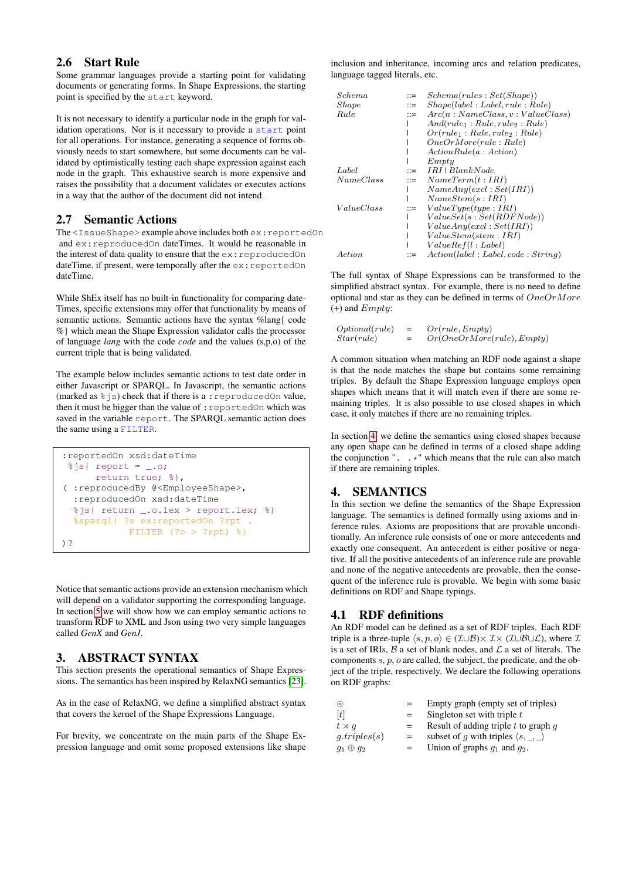## 2.6 Start Rule

Some grammar languages provide a starting point for validating documents or generating forms. In Shape Expressions, the starting point is specified by the `start` keyword.

It is not necessary to identify a particular node in the graph for validation operations. Nor is it necessary to provide a `start` point for all operations. For instance, generating a sequence of forms obviously needs to start somewhere, but some documents can be validated by optimistically testing each shape expression against each node in the graph. This exhaustive search is more expensive and raises the possibility that a document validates or executes actions in a way that the author of the document did not intend.

## 2.7 Semantic Actions

The `<IssueShape>` example above includes both `ex:reportedOn` and `ex:reproducedOn` dateTimes. It would be reasonable in the interest of data quality to ensure that the `ex:reproducedOn` dateTime, if present, were temporally after the `ex:reportedOn` dateTime.

While ShEx itself has no built-in functionality for comparing dateTimes, specific extensions may offer that functionality by means of semantic actions. Semantic actions have the syntax %lang{ code %} which mean the Shape Expression validator calls the processor of language *lang* with the code *code* and the values (s,p,o) of the current triple that is being validated.

The example below includes semantic actions to test date order in either Javascript or SPARQL. In Javascript, the semantic actions (marked as `%js`) check that if there is a `:reproducedOn` value, then it must be bigger than the value of `:reportedOn` which was saved in the variable `report`. The SPARQL semantic action does the same using a `FILTER`.

```
:reportedOn xsd:dateTime
 %js{ report = _.o;
        return true; %},
( :reproducedBy @<EmployeeShape>,
  :reproducedOn xsd:dateTime
  %js{ return _.o.lex > report.lex; %}
  %sparql{ ?s ex:reportedOn ?rpt .
          FILTER (?o > ?rpt) %}
)?
```

Notice that semantic actions provide an extension mechanism which will depend on a validator supporting the corresponding language. In section 5 we will show how we can employ semantic actions to transform RDF to XML and Json using two very simple languages called *GenX* and *GenJ*.

# 3. ABSTRACT SYNTAX

This section presents the operational semantics of Shape Expressions. The semantics has been inspired by RelaxNG semantics [23].

As in the case of RelaxNG, we define a simplified abstract syntax that covers the kernel of the Shape Expressions Language.

For brevity, we concentrate on the main parts of the Shape Expression language and omit some proposed extensions like shape inclusion and inheritance, incoming arcs and relation predicates, language tagged literals, etc.

$$
\begin{array}{lcl}
Schema & ::= & Schema(rules : Set(Shape)) \\
Shape & ::= & Shape(label : Label, rule : Rule) \\
Rule & ::= & Arc(n : NameClass, v : ValueClass) \\
 & | & And(rule_1 : Rule, rule_2 : Rule) \\
 & | & Or(rule_1 : Rule, rule_2 : Rule) \\
 & | & OneOrMore(rule : Rule) \\
 & | & ActionRule(a : Action) \\
 & | & Empty \\
Label & ::= & IRI \mid BlankNode \\
NameClass & ::= & NameTerm(t : IRI) \\
 & | & NameAny(excl : Set(IRI)) \\
 & | & NameStem(s : IRI) \\
ValueClass & ::= & ValueType(type : IRI) \\
 & | & ValueSet(s : Set(RDFNode)) \\
 & | & ValueAny(excl : Set(IRI)) \\
 & | & ValueStem(stem : IRI) \\
 & | & ValueRef(l : Label) \\
Action & ::= & Action(label : Label, code : String)
\end{array}
$$

The full syntax of Shape Expressions can be transformed to the simplified abstract syntax. For example, there is no need to define optional and star as they can be defined in terms of $OneOrMore$ (+) and $Empty$:

$$
\begin{array}{lcl}
Optional(rule) & = & Or(rule, Empty) \\
Star(rule) & = & Or(OneOrMore(rule), Empty)
\end{array}
$$

A common situation when matching an RDF node against a shape is that the node matches the shape but contains some remaining triples. By default the Shape Expression language employs open shapes which means that it will match even if there are some remaining triples. It is also possible to use closed shapes in which case, it only matches if there are no remaining triples.

In section 4, we define the semantics using closed shapes because any open shape can be defined in terms of a closed shape adding the conjunction ". .\*" which means that the rule can also match if there are remaining triples.

# 4. SEMANTICS

In this section we define the semantics of the Shape Expression language. The semantics is defined formally using axioms and inference rules. Axioms are propositions that are provable unconditionally. An inference rule consists of one or more antecedents and exactly one consequent. An antecedent is either positive or negative. If all the positive antecedents of an inference rule are provable and none of the negative antecedents are provable, then the consequent of the inference rule is provable. We begin with some basic definitions on RDF and Shape typings.

## 4.1 RDF definitions

An RDF model can be defined as a set of RDF triples. Each RDF triple is a three-tuple $\langle s, p, o \rangle \in (\mathcal{I} \cup \mathcal{B}) \times \mathcal{I} \times (\mathcal{I} \cup \mathcal{B} \cup \mathcal{L})$, where $\mathcal{I}$ is a set of IRIs, $\mathcal{B}$ a set of blank nodes, and $\mathcal{L}$ a set of literals. The components $s$, $p$, $o$ are called, the subject, the predicate, and the object of the triple, respectively. We declare the following operations on RDF graphs:

| | | |
|---|---|---|
| $\circledcirc$ | = | Empty graph (empty set of triples) |
| $[t]$ | = | Singleton set with triple $t$ |
| $t \rtimes g$ | = | Result of adding triple $t$ to graph $g$ |
| $g.triples(s)$ | = | subset of $g$ with triples $\langle s, \_, \_ \rangle$ |
| $g_1 \oplus g_2$ | = | Union of graphs $g_1$ and $g_2$. |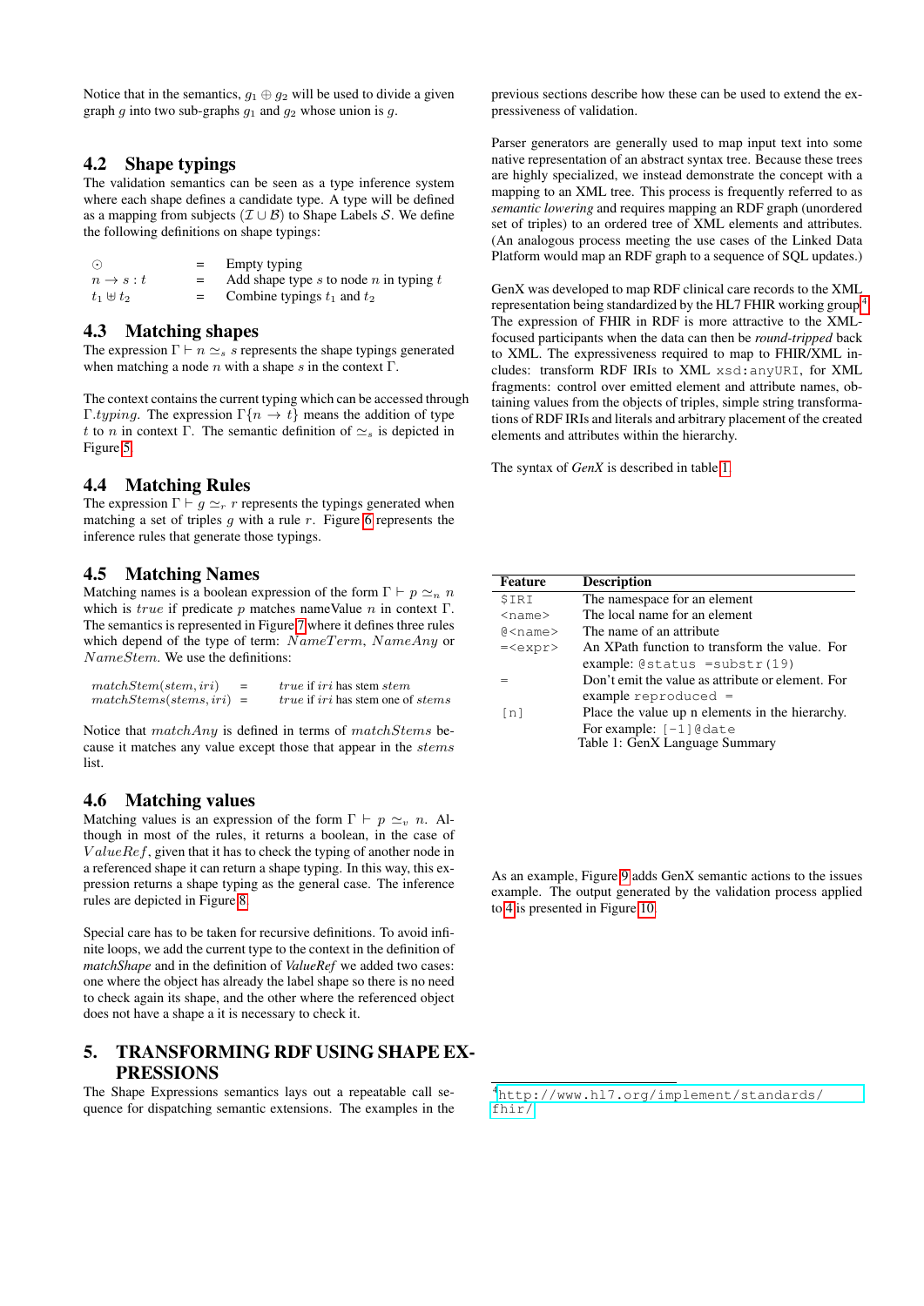Notice that in the semantics, $g_1 \oplus g_2$ will be used to divide a given graph $g$ into two sub-graphs $g_1$ and $g_2$ whose union is $g$.

## 4.2 Shape typings

The validation semantics can be seen as a type inference system where each shape defines a candidate type. A type will be defined as a mapping from subjects ($\mathcal{I} \cup \mathcal{B}$) to Shape Labels $\mathcal{S}$. We define the following definitions on shape typings:

| | | |
|---|---|---|
| $\odot$ | = | Empty typing |
| $n \to s : t$ | = | Add shape type $s$ to node $n$ in typing $t$ |
| $t_1 \uplus t_2$ | = | Combine typings $t_1$ and $t_2$ |

## 4.3 Matching shapes

The expression $\Gamma \vdash n \simeq_s s$ represents the shape typings generated when matching a node $n$ with a shape $s$ in the context $\Gamma$.

The context contains the current typing which can be accessed through $\Gamma.typing$. The expression $\Gamma\{n \to t\}$ means the addition of type $t$ to $n$ in context $\Gamma$. The semantic definition of $\simeq_s$ is depicted in Figure 5.

## 4.4 Matching Rules

The expression $\Gamma \vdash g \simeq_r r$ represents the typings generated when matching a set of triples $g$ with a rule $r$. Figure 6 represents the inference rules that generate those typings.

## 4.5 Matching Names

Matching names is a boolean expression of the form $\Gamma \vdash p \simeq_n n$ which is $true$ if predicate $p$ matches nameValue $n$ in context $\Gamma$. The semantics is represented in Figure 7 where it defines three rules which depend of the type of term: $NameTerm$, $NameAny$ or $NameStem$. We use the definitions:

| | | |
|---|---|---|
| $matchStem(stem, iri)$ | = | $true$ if $iri$ has stem $stem$ |
| $matchStems(stems, iri)$ | = | $true$ if $iri$ has stem one of $stems$ |

Notice that $matchAny$ is defined in terms of $matchStems$ because it matches any value except those that appear in the $stems$ list.

## 4.6 Matching values

Matching values is an expression of the form $\Gamma \vdash p \simeq_v n$. Although in most of the rules, it returns a boolean, in the case of $ValueRef$, given that it has to check the typing of another node in a referenced shape it can return a shape typing. In this way, this expression returns a shape typing as the general case. The inference rules are depicted in Figure 8.

Special care has to be taken for recursive definitions. To avoid infinite loops, we add the current type to the context in the definition of *matchShape* and in the definition of *ValueRef* we added two cases: one where the object has already the label shape so there is no need to check again its shape, and the other where the referenced object does not have a shape a it is necessary to check it.

# 5. TRANSFORMING RDF USING SHAPE EXPRESSIONS

The Shape Expressions semantics lays out a repeatable call sequence for dispatching semantic extensions. The examples in the previous sections describe how these can be used to extend the expressiveness of validation.

Parser generators are generally used to map input text into some native representation of an abstract syntax tree. Because these trees are highly specialized, we instead demonstrate the concept with a mapping to an XML tree. This process is frequently referred to as *semantic lowering* and requires mapping an RDF graph (unordered set of triples) to an ordered tree of XML elements and attributes. (An analogous process meeting the use cases of the Linked Data Platform would map an RDF graph to a sequence of SQL updates.)

GenX was developed to map RDF clinical care records to the XML representation being standardized by the HL7 FHIR working group[4]. The expression of FHIR in RDF is more attractive to the XML-focused participants when the data can then be *round-tripped* back to XML. The expressiveness required to map to FHIR/XML includes: transform RDF IRIs to XML `xsd:anyURI`, for XML fragments: control over emitted element and attribute names, obtaining values from the objects of triples, simple string transformations of RDF IRIs and literals and arbitrary placement of the created elements and attributes within the hierarchy.

The syntax of *GenX* is described in table 1.

| Feature | Description |
|---|---|
| `$IRI` | The namespace for an element |
| `<name>` | The local name for an element |
| `@<name>` | The name of an attribute |
| `=<expr>` | An XPath function to transform the value. For example: `@status =substr(19)` |
| `=` | Don't emit the value as attribute or element. For example `reproduced =` |
| `[n]` | Place the value up n elements in the hierarchy. For example: `[-1]@date` |

Table 1: GenX Language Summary

As an example, Figure 9 adds GenX semantic actions to the issues example. The output generated by the validation process applied to 4 is presented in Figure 10.

[4] `http://www.hl7.org/implement/standards/fhir/`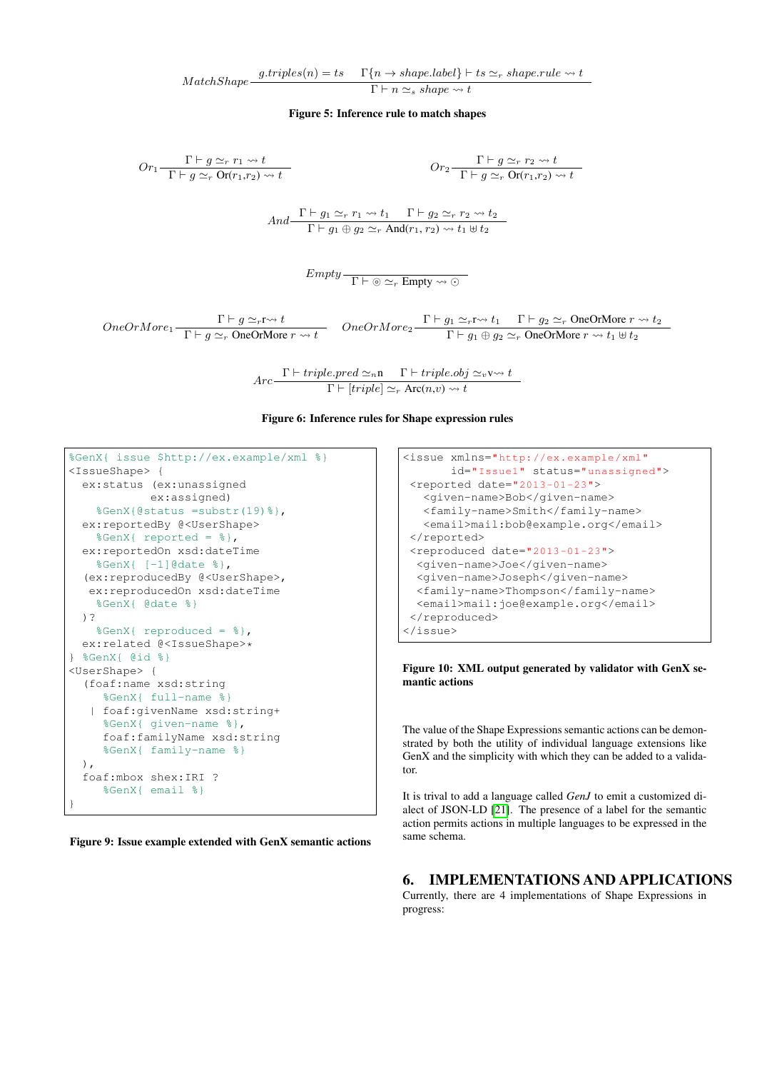$$MatchShape \frac{g.triples(n) = ts \quad \Gamma\{n \to shape.label\} \vdash ts \simeq_r shape.rule \rightsquigarrow t}{\Gamma \vdash n \simeq_s shape \rightsquigarrow t}$$

**Figure 5: Inference rule to match shapes**

$$Or_1 \frac{\Gamma \vdash g \simeq_r r_1 \rightsquigarrow t}{\Gamma \vdash g \simeq_r \text{Or}(r_1,r_2) \rightsquigarrow t} \qquad Or_2 \frac{\Gamma \vdash g \simeq_r r_2 \rightsquigarrow t}{\Gamma \vdash g \simeq_r \text{Or}(r_1,r_2) \rightsquigarrow t}$$

$$And \frac{\Gamma \vdash g_1 \simeq_r r_1 \rightsquigarrow t_1 \quad \Gamma \vdash g_2 \simeq_r r_2 \rightsquigarrow t_2}{\Gamma \vdash g_1 \oplus g_2 \simeq_r \text{And}(r_1, r_2) \rightsquigarrow t_1 \uplus t_2}$$

$$Empty \frac{}{\Gamma \vdash \circledcirc \simeq_r \text{Empty} \rightsquigarrow \odot}$$

$$OneOrMore_1 \frac{\Gamma \vdash g \simeq_r \text{r} \rightsquigarrow t}{\Gamma \vdash g \simeq_r \text{OneOrMore } r \rightsquigarrow t} \qquad OneOrMore_2 \frac{\Gamma \vdash g_1 \simeq_r \text{r} \rightsquigarrow t_1 \quad \Gamma \vdash g_2 \simeq_r \text{OneOrMore } r \rightsquigarrow t_2}{\Gamma \vdash g_1 \oplus g_2 \simeq_r \text{OneOrMore } r \rightsquigarrow t_1 \uplus t_2}$$

$$Arc \frac{\Gamma \vdash triple.pred \simeq_n \text{n} \quad \Gamma \vdash triple.obj \simeq_v \text{v} \rightsquigarrow t}{\Gamma \vdash [triple] \simeq_r \text{Arc}(n,v) \rightsquigarrow t}$$

**Figure 6: Inference rules for Shape expression rules**

```
%GenX{ issue $http://ex.example/xml %}
<IssueShape> {
  ex:status (ex:unassigned
             ex:assigned)
    %GenX{@status =substr(19)%},
  ex:reportedBy @<UserShape>
    %GenX{ reported = %},
  ex:reportedOn xsd:dateTime
    %GenX{ [-1]@date %},
  (ex:reproducedBy @<UserShape>,
   ex:reproducedOn xsd:dateTime
    %GenX{ @date %}
  )?
    %GenX{ reproduced = %},
  ex:related @<IssueShape>*
} %GenX{ @id %}
<UserShape> {
  (foaf:name xsd:string
     %GenX{ full-name %}
   | foaf:givenName xsd:string+
     %GenX{ given-name %},
     foaf:familyName xsd:string
     %GenX{ family-name %}
  ),
  foaf:mbox shex:IRI ?
     %GenX{ email %}
}
```

**Figure 9: Issue example extended with GenX semantic actions**

```
<issue xmlns="http://ex.example/xml"
       id="Issue1" status="unassigned">
 <reported date="2013-01-23">
   <given-name>Bob</given-name>
   <family-name>Smith</family-name>
   <email>mail:bob@example.org</email>
 </reported>
 <reproduced date="2013-01-23">
  <given-name>Joe</given-name>
  <given-name>Joseph</given-name>
  <family-name>Thompson</family-name>
  <email>mail:joe@example.org</email>
 </reproduced>
</issue>
```

**Figure 10: XML output generated by validator with GenX semantic actions**

The value of the Shape Expressions semantic actions can be demonstrated by both the utility of individual language extensions like GenX and the simplicity with which they can be added to a validator.

It is trival to add a language called *GenJ* to emit a customized dialect of JSON-LD [21]. The presence of a label for the semantic action permits actions in multiple languages to be expressed in the same schema.

## 6. IMPLEMENTATIONS AND APPLICATIONS

Currently, there are 4 implementations of Shape Expressions in progress: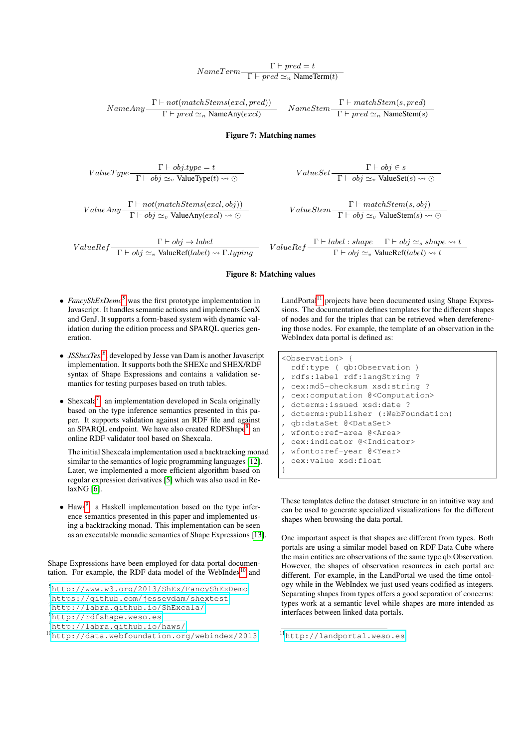$$NameTerm \frac{\Gamma \vdash pred = t}{\Gamma \vdash pred \simeq_n \text{NameTerm}(t)}$$

$$NameAny \frac{\Gamma \vdash not(matchStems(excl, pred))}{\Gamma \vdash pred \simeq_n \text{NameAny}(excl)} \qquad NameStem \frac{\Gamma \vdash matchStem(s, pred)}{\Gamma \vdash pred \simeq_n \text{NameStem}(s)}$$

**Figure 7: Matching names**

$$ValueType \frac{\Gamma \vdash obj.type = t}{\Gamma \vdash obj \simeq_v \text{ValueType}(t) \rightsquigarrow \odot} \qquad ValueSet \frac{\Gamma \vdash obj \in s}{\Gamma \vdash obj \simeq_v \text{ValueSet}(s) \rightsquigarrow \odot}$$

$$ValueAny \frac{\Gamma \vdash not(matchStems(excl, obj))}{\Gamma \vdash obj \simeq_v \text{ValueAny}(excl) \rightsquigarrow \odot} \qquad ValueStem \frac{\Gamma \vdash matchStem(s, obj)}{\Gamma \vdash obj \simeq_v \text{ValueStem}(s) \rightsquigarrow \odot}$$

$$ValueRef \frac{\Gamma \vdash obj \rightarrow label}{\Gamma \vdash obj \simeq_v \text{ValueRef}(label) \rightsquigarrow \Gamma.typing} \qquad ValueRef \frac{\Gamma \vdash label : shape \quad \Gamma \vdash obj \simeq_s shape \rightsquigarrow t}{\Gamma \vdash obj \simeq_v \text{ValueRef}(label) \rightsquigarrow t}$$

**Figure 8: Matching values**

- *FancyShExDemo*[5] was the first prototype implementation in Javascript. It handles semantic actions and implements GenX and GenJ. It supports a form-based system with dynamic validation during the edition process and SPARQL queries generation.

- *JSShexTest*[6] developed by Jesse van Dam is another Javascript implementation. It supports both the SHEXc and SHEX/RDF syntax of Shape Expressions and contains a validation semantics for testing purposes based on truth tables.

- Shexcala[7], an implementation developed in Scala originally based on the type inference semantics presented in this paper. It supports validation against an RDF file and against an SPARQL endpoint. We have also created RDFShape[8], an online RDF validator tool based on Shexcala.

  The initial Shexcala implementation used a backtracking monad similar to the semantics of logic programming languages [12]. Later, we implemented a more efficient algorithm based on regular expression derivatives [5] which was also used in RelaxNG [6].

- Haws[9], a Haskell implementation based on the type inference semantics presented in this paper and implemented using a backtracking monad. This implementation can be seen as an executable monadic semantics of Shape Expressions [13].

Shape Expressions have been employed for data portal documentation. For example, the RDF data model of the WebIndex[10] and LandPortal[11] projects have been documented using Shape Expressions. The documentation defines templates for the different shapes of nodes and for the triples that can be retrieved when dereferencing those nodes. For example, the template of an observation in the WebIndex data portal is defined as:

```
<Observation> {
  rdf:type ( qb:Observation )
, rdfs:label rdf:langString ?
, cex:md5-checksum xsd:string ?
, cex:computation @<Computation>
, dcterms:issued xsd:date ?
, dcterms:publisher (:WebFoundation)
, qb:dataSet @<DataSet>
, wfonto:ref-area @<Area>
, cex:indicator @<Indicator>
, wfonto:ref-year @<Year>
, cex:value xsd:float
}
```

These templates define the dataset structure in an intuitive way and can be used to generate specialized visualizations for the different shapes when browsing the data portal.

One important aspect is that shapes are different from types. Both portals are using a similar model based on RDF Data Cube where the main entities are observations of the same type qb:Observation. However, the shapes of observation resources in each portal are different. For example, in the LandPortal we used the time ontology while in the WebIndex we just used years codified as integers. Separating shapes from types offers a good separation of concerns: types work at a semantic level while shapes are more intended as interfaces between linked data portals.

[5] http://www.w3.org/2013/ShEx/FancyShExDemo
[6] https://github.com/jessevdam/shextest
[7] http://labra.github.io/ShExcala/
[8] http://rdfshape.weso.es
[9] http://labra.github.io/haws/
[10] http://data.webfoundation.org/webindex/2013
[11] http://landportal.weso.es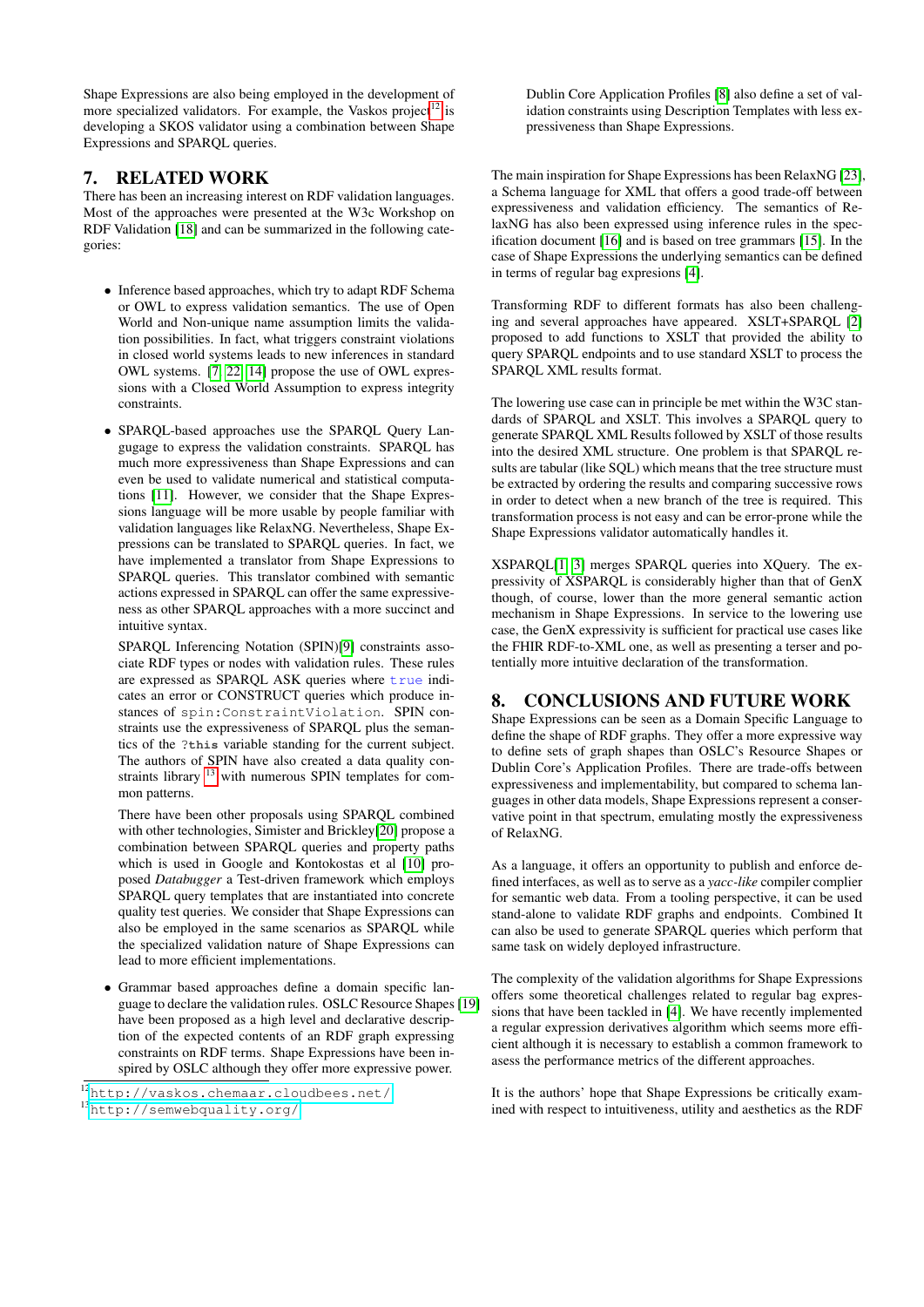Shape Expressions are also being employed in the development of more specialized validators. For example, the Vaskos project[12] is developing a SKOS validator using a combination between Shape Expressions and SPARQL queries.

## 7. RELATED WORK

There has been an increasing interest on RDF validation languages. Most of the approaches were presented at the W3c Workshop on RDF Validation [18] and can be summarized in the following categories:

- Inference based approaches, which try to adapt RDF Schema or OWL to express validation semantics. The use of Open World and Non-unique name assumption limits the validation possibilities. In fact, what triggers constraint violations in closed world systems leads to new inferences in standard OWL systems. [7, 22, 14] propose the use of OWL expressions with a Closed World Assumption to express integrity constraints.

- SPARQL-based approaches use the SPARQL Query Language to express the validation constraints. SPARQL has much more expressiveness than Shape Expressions and can even be used to validate numerical and statistical computations [11]. However, we consider that the Shape Expressions language will be more usable by people familiar with validation languages like RelaxNG. Nevertheless, Shape Expressions can be translated to SPARQL queries. In fact, we have implemented a translator from Shape Expressions to SPARQL queries. This translator combined with semantic actions expressed in SPARQL can offer the same expressiveness as other SPARQL approaches with a more succinct and intuitive syntax.

  SPARQL Inferencing Notation (SPIN)[9] constraints associate RDF types or nodes with validation rules. These rules are expressed as SPARQL ASK queries where `true` indicates an error or CONSTRUCT queries which produce instances of `spin:ConstraintViolation`. SPIN constraints use the expressiveness of SPARQL plus the semantics of the `?this` variable standing for the current subject. The authors of SPIN have also created a data quality constraints library [13] with numerous SPIN templates for common patterns.

  There have been other proposals using SPARQL combined with other technologies, Simister and Brickley[20] propose a combination between SPARQL queries and property paths which is used in Google and Kontokostas et al [10] proposed *Databugger* a Test-driven framework which employs SPARQL query templates that are instantiated into concrete quality test queries. We consider that Shape Expressions can also be employed in the same scenarios as SPARQL while the specialized validation nature of Shape Expressions can lead to more efficient implementations.

- Grammar based approaches define a domain specific language to declare the validation rules. OSLC Resource Shapes [19] have been proposed as a high level and declarative description of the expected contents of an RDF graph expressing constraints on RDF terms. Shape Expressions have been inspired by OSLC although they offer more expressive power.

  Dublin Core Application Profiles [8] also define a set of validation constraints using Description Templates with less expressiveness than Shape Expressions.

The main inspiration for Shape Expressions has been RelaxNG [23], a Schema language for XML that offers a good trade-off between expressiveness and validation efficiency. The semantics of RelaxNG has also been expressed using inference rules in the specification document [16] and is based on tree grammars [15]. In the case of Shape Expressions the underlying semantics can be defined in terms of regular bag expresions [4].

Transforming RDF to different formats has also been challenging and several approaches have appeared. XSLT+SPARQL [2] proposed to add functions to XSLT that provided the ability to query SPARQL endpoints and to use standard XSLT to process the SPARQL XML results format.

The lowering use case can in principle be met within the W3C standards of SPARQL and XSLT. This involves a SPARQL query to generate SPARQL XML Results followed by XSLT of those results into the desired XML structure. One problem is that SPARQL results are tabular (like SQL) which means that the tree structure must be extracted by ordering the results and comparing successive rows in order to detect when a new branch of the tree is required. This transformation process is not easy and can be error-prone while the Shape Expressions validator automatically handles it.

XSPARQL[1, 3] merges SPARQL queries into XQuery. The expressivity of XSPARQL is considerably higher than that of GenX though, of course, lower than the more general semantic action mechanism in Shape Expressions. In service to the lowering use case, the GenX expressivity is sufficient for practical use cases like the FHIR RDF-to-XML one, as well as presenting a terser and potentially more intuitive declaration of the transformation.

## 8. CONCLUSIONS AND FUTURE WORK

Shape Expressions can be seen as a Domain Specific Language to define the shape of RDF graphs. They offer a more expressive way to define sets of graph shapes than OSLC's Resource Shapes or Dublin Core's Application Profiles. There are trade-offs between expressiveness and implementability, but compared to schema languages in other data models, Shape Expressions represent a conservative point in that spectrum, emulating mostly the expressiveness of RelaxNG.

As a language, it offers an opportunity to publish and enforce defined interfaces, as well as to serve as a *yacc-like* compiler compiler for semantic web data. From a tooling perspective, it can be used stand-alone to validate RDF graphs and endpoints. Combined It can also be used to generate SPARQL queries which perform that same task on widely deployed infrastructure.

The complexity of the validation algorithms for Shape Expressions offers some theoretical challenges related to regular bag expressions that have been tackled in [4]. We have recently implemented a regular expression derivatives algorithm which seems more efficient although it is necessary to establish a common framework to asess the performance metrics of the different approaches.

It is the authors' hope that Shape Expressions be critically examined with respect to intuitiveness, utility and aesthetics as the RDF

[12] http://vaskos.chemaar.cloudbees.net/

[13] http://semwebquality.org/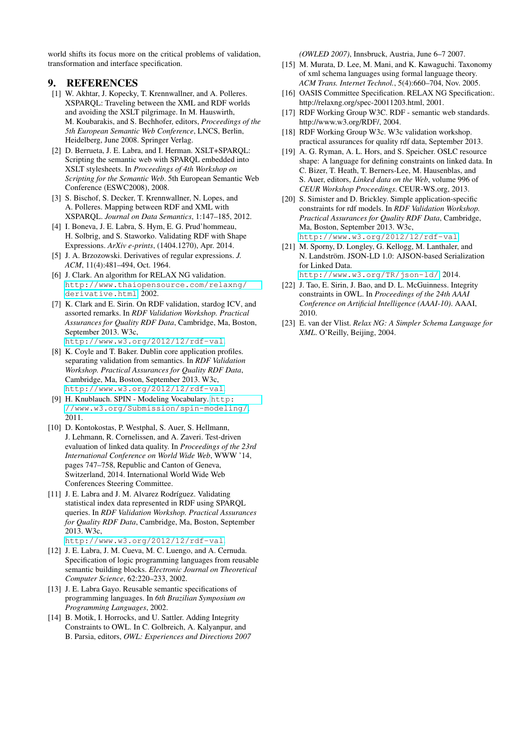world shifts its focus more on the critical problems of validation, transformation and interface specification.

## 9. REFERENCES

[1] W. Akhtar, J. Kopecky, T. Krennwallner, and A. Polleres. XSPARQL: Traveling between the XML and RDF worlds and avoiding the XSLT pilgrimage. In M. Hauswirth, M. Koubarakis, and S. Bechhofer, editors, *Proceedings of the 5th European Semantic Web Conference*, LNCS, Berlin, Heidelberg, June 2008. Springer Verlag.

[2] D. Berrueta, J. E. Labra, and I. Herman. XSLT+SPARQL: Scripting the semantic web with SPARQL embedded into XSLT stylesheets. In *Proceedings of 4th Workshop on Scripting for the Semantic Web*. 5th European Semantic Web Conference (ESWC2008), 2008.

[3] S. Bischof, S. Decker, T. Krennwallner, N. Lopes, and A. Polleres. Mapping between RDF and XML with XSPARQL. *Journal on Data Semantics*, 1:147–185, 2012.

[4] I. Boneva, J. E. Labra, S. Hym, E. G. Prud'hommeau, H. Solbrig, and S. Staworko. Validating RDF with Shape Expressions. *ArXiv e-prints*, (1404.1270), Apr. 2014.

[5] J. A. Brzozowski. Derivatives of regular expressions. *J. ACM*, 11(4):481–494, Oct. 1964.

[6] J. Clark. An algorithm for RELAX NG validation. http://www.thaiopensource.com/relaxng/derivative.html, 2002.

[7] K. Clark and E. Sirin. On RDF validation, stardog ICV, and assorted remarks. In *RDF Validation Workshop. Practical Assurances for Quality RDF Data*, Cambridge, Ma, Boston, September 2013. W3c, http://www.w3.org/2012/12/rdf-val.

[8] K. Coyle and T. Baker. Dublin core application profiles. separating validation from semantics. In *RDF Validation Workshop. Practical Assurances for Quality RDF Data*, Cambridge, Ma, Boston, September 2013. W3c, http://www.w3.org/2012/12/rdf-val.

[9] H. Knublauch. SPIN - Modeling Vocabulary. http://www.w3.org/Submission/spin-modeling/, 2011.

[10] D. Kontokostas, P. Westphal, S. Auer, S. Hellmann, J. Lehmann, R. Cornelissen, and A. Zaveri. Test-driven evaluation of linked data quality. In *Proceedings of the 23rd International Conference on World Wide Web*, WWW '14, pages 747–758, Republic and Canton of Geneva, Switzerland, 2014. International World Wide Web Conferences Steering Committee.

[11] J. E. Labra and J. M. Alvarez Rodríguez. Validating statistical index data represented in RDF using SPARQL queries. In *RDF Validation Workshop. Practical Assurances for Quality RDF Data*, Cambridge, Ma, Boston, September 2013. W3c, http://www.w3.org/2012/12/rdf-val.

[12] J. E. Labra, J. M. Cueva, M. C. Luengo, and A. Cernuda. Specification of logic programming languages from reusable semantic building blocks. *Electronic Journal on Theoretical Computer Science*, 62:220–233, 2002.

[13] J. E. Labra Gayo. Reusable semantic specifications of programming languages. In *6th Brazilian Symposium on Programming Languages*, 2002.

[14] B. Motik, I. Horrocks, and U. Sattler. Adding Integrity Constraints to OWL. In C. Golbreich, A. Kalyanpur, and B. Parsia, editors, *OWL: Experiences and Directions 2007 (OWLED 2007)*, Innsbruck, Austria, June 6–7 2007.

[15] M. Murata, D. Lee, M. Mani, and K. Kawaguchi. Taxonomy of xml schema languages using formal language theory. *ACM Trans. Internet Technol.*, 5(4):660–704, Nov. 2005.

[16] OASIS Committee Specification. RELAX NG Specification:. http://relaxng.org/spec-20011203.html, 2001.

[17] RDF Working Group W3C. RDF - semantic web standards. http://www.w3.org/RDF/, 2004.

[18] RDF Working Group W3c. W3c validation workshop. practical assurances for quality rdf data, September 2013.

[19] A. G. Ryman, A. L. Hors, and S. Speicher. OSLC resource shape: A language for defining constraints on linked data. In C. Bizer, T. Heath, T. Berners-Lee, M. Hausenblas, and S. Auer, editors, *Linked data on the Web*, volume 996 of *CEUR Workshop Proceedings*. CEUR-WS.org, 2013.

[20] S. Simister and D. Brickley. Simple application-specific constraints for rdf models. In *RDF Validation Workshop. Practical Assurances for Quality RDF Data*, Cambridge, Ma, Boston, September 2013. W3c, http://www.w3.org/2012/12/rdf-val.

[21] M. Sporny, D. Longley, G. Kellogg, M. Lanthaler, and N. Landström. JSON-LD 1.0: AJSON-based Serialization for Linked Data. http://www.w3.org/TR/json-ld/, 2014.

[22] J. Tao, E. Sirin, J. Bao, and D. L. McGuinness. Integrity constraints in OWL. In *Proceedings of the 24th AAAI Conference on Artificial Intelligence (AAAI-10)*. AAAI, 2010.

[23] E. van der Vlist. *Relax NG: A Simpler Schema Language for XML*. O'Reilly, Beijing, 2004.